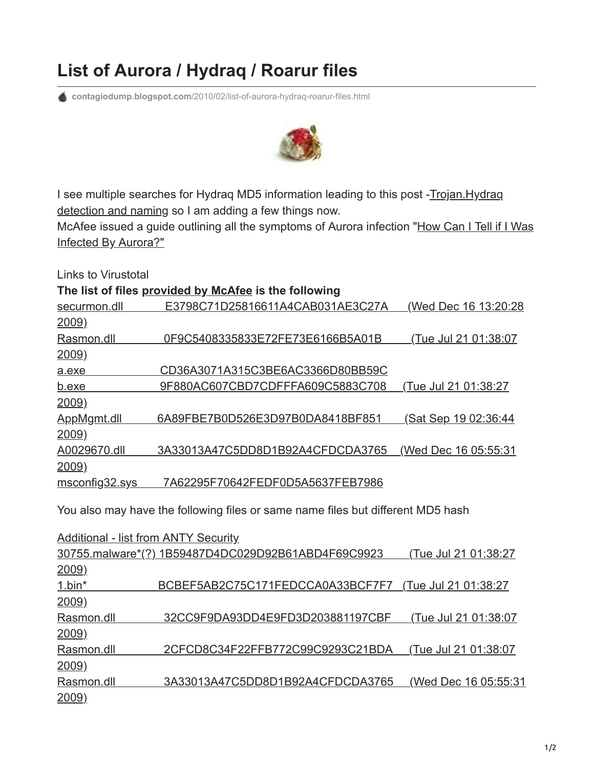# List of Aurora / Hydraq / Roarur files

contagiodump.blogspot.com/2010/02/list-of-aurora-hydraq-roarur-files.html

I see multiple searches for Hydraq MD5 information leading to this post -Trojan.Hydraq detection and naming so I am adding a few things now.
McAfee issued a guide outlining all the symptoms of Aurora infection "How Can I Tell if I Was Infected By Aurora?"

Links to Virustotal

**The list of files provided by McAfee is the following**

securmon.dll E3798C71D25816611A4CAB031AE3C27A (Wed Dec 16 13:20:28 2009)
Rasmon.dll 0F9C5408335833E72FE73E6166B5A01B (Tue Jul 21 01:38:07 2009)
a.exe CD36A3071A315C3BE6AC3366D80BB59C
b.exe 9F880AC607CBD7CDFFFA609C5883C708 (Tue Jul 21 01:38:27 2009)
AppMgmt.dll 6A89FBE7B0D526E3D97B0DA8418BF851 (Sat Sep 19 02:36:44 2009)
A0029670.dll 3A33013A47C5DD8D1B92A4CFDCDA3765 (Wed Dec 16 05:55:31 2009)
msconfig32.sys 7A62295F70642FEDF0D5A5637FEB7986

You also may have the following files or same name files but different MD5 hash

Additional - list from ANTY Security
30755.malware*(?) 1B59487D4DC029D92B61ABD4F69C9923 (Tue Jul 21 01:38:27 2009)
1.bin* BCBEF5AB2C75C171FEDCCA0A33BCF7F7 (Tue Jul 21 01:38:27 2009)
Rasmon.dll 32CC9F9DA93DD4E9FD3D203881197CBF (Tue Jul 21 01:38:07 2009)
Rasmon.dll 2CFCD8C34F22FFB772C99C9293C21BDA (Tue Jul 21 01:38:07 2009)
Rasmon.dll 3A33013A47C5DD8D1B92A4CFDCDA3765 (Wed Dec 16 05:55:31 2009)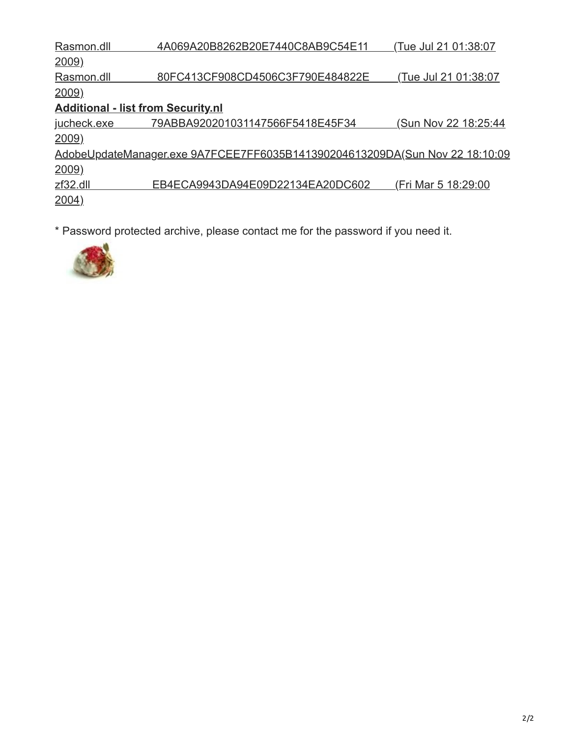Rasmon.dll 4A069A20B8262B20E7440C8AB9C54E11 (Tue Jul 21 01:38:07 2009)
Rasmon.dll 80FC413CF908CD4506C3F790E484822E (Tue Jul 21 01:38:07 2009)

**Additional - list from Security.nl**

jucheck.exe 79ABBA920201031147566F5418E45F34 (Sun Nov 22 18:25:44 2009)
AdobeUpdateManager.exe 9A7FCEE7FF6035B141390204613209DA(Sun Nov 22 18:10:09 2009)
zf32.dll EB4ECA9943DA94E09D22134EA20DC602 (Fri Mar 5 18:29:00 2004)

* Password protected archive, please contact me for the password if you need it.